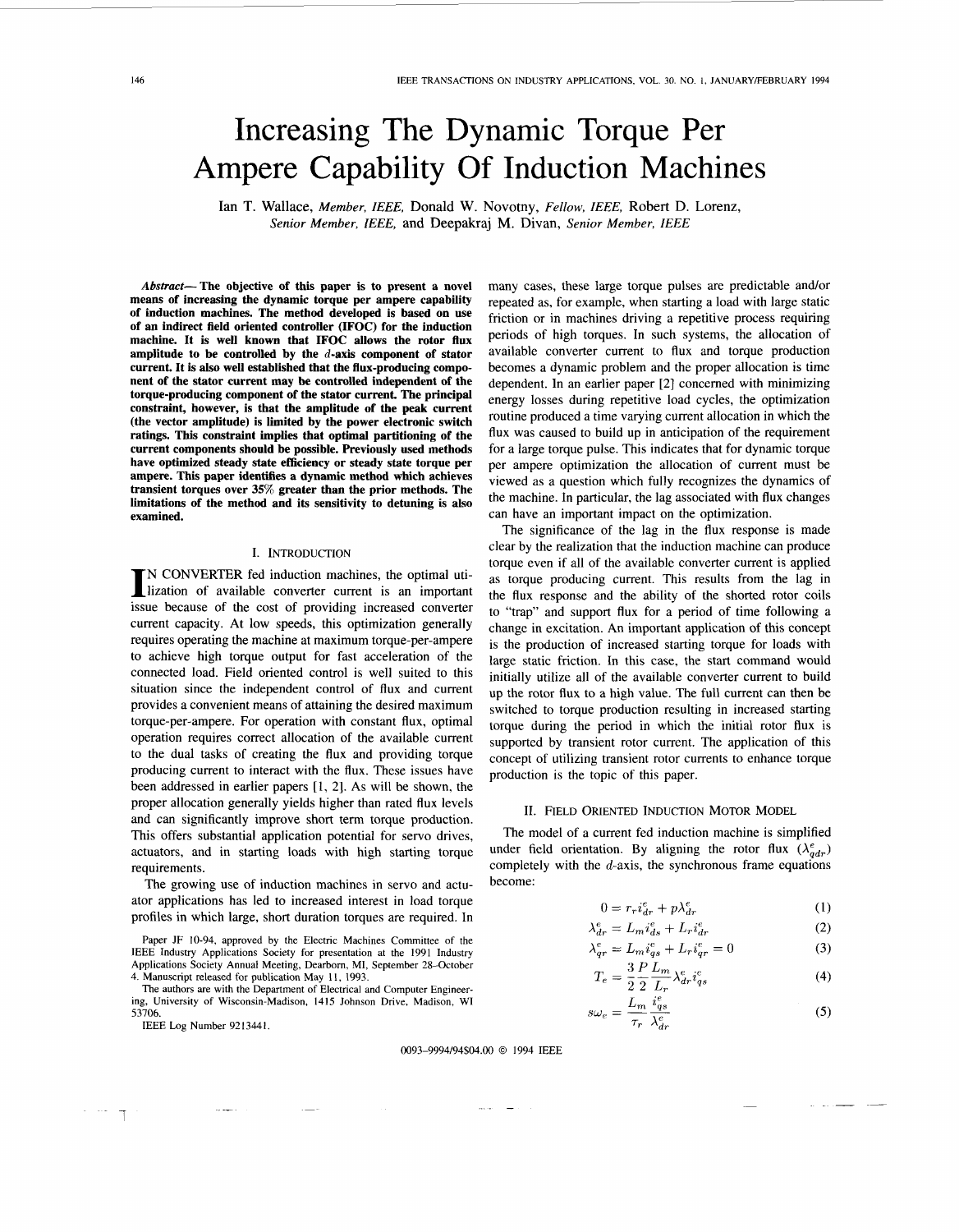# Increasing The Dynamic Torque Per Ampere Capability Of Induction Machines

Ian T. Wallace, *Member, IEEE,* Donald W. Novotny, *Fellow, IEEE,* Robert D. Lorenz, *Senior Member, IEEE,* and Deepakraj M. Divan, *Senior Member, IEEE*

***Abstract*— The objective of this paper is to present a novel means of increasing the dynamic torque per ampere capability of induction machines. The method developed is based on use of an indirect field oriented controller (IFOC) for the induction machine. It is well known that IFOC allows the rotor flux amplitude to be controlled by the $d$-axis component of stator current. It is also well established that the flux-producing component of the stator current may be controlled independent of the torque-producing component of the stator current. The principal constraint, however, is that the amplitude of the peak current (the vector amplitude) is limited by the power electronic switch ratings. This constraint implies that optimal partitioning of the current components should be possible. Previously used methods have optimized steady state efficiency or steady state torque per ampere. This paper identifies a dynamic method which achieves transient torques over 35% greater than the prior methods. The limitations of the method and its sensitivity to detuning is also examined.**

## I. Introduction

In CONVERTER fed induction machines, the optimal utilization of available converter current is an important issue because of the cost of providing increased converter current capacity. At low speeds, this optimization generally requires operating the machine at maximum torque-per-ampere to achieve high torque output for fast acceleration of the connected load. Field oriented control is well suited to this situation since the independent control of flux and current provides a convenient means of attaining the desired maximum torque-per-ampere. For operation with constant flux, optimal operation requires correct allocation of the available current to the dual tasks of creating the flux and providing torque producing current to interact with the flux. These issues have been addressed in earlier papers [1, 2]. As will be shown, the proper allocation generally yields higher than rated flux levels and can significantly improve short term torque production. This offers substantial application potential for servo drives, actuators, and in starting loads with high starting torque requirements.

The growing use of induction machines in servo and actuator applications has led to increased interest in load torque profiles in which large, short duration torques are required. In many cases, these large torque pulses are predictable and/or repeated as, for example, when starting a load with large static friction or in machines driving a repetitive process requiring periods of high torques. In such systems, the allocation of available converter current to flux and torque production becomes a dynamic problem and the proper allocation is time dependent. In an earlier paper [2] concerned with minimizing energy losses during repetitive load cycles, the optimization routine produced a time varying current allocation in which the flux was caused to build up in anticipation of the requirement for a large torque pulse. This indicates that for dynamic torque per ampere optimization the allocation of current must be viewed as a question which fully recognizes the dynamics of the machine. In particular, the lag associated with flux changes can have an important impact on the optimization.

The significance of the lag in the flux response is made clear by the realization that the induction machine can produce torque even if all of the available converter current is applied as torque producing current. This results from the lag in the flux response and the ability of the shorted rotor coils to "trap" and support flux for a period of time following a change in excitation. An important application of this concept is the production of increased starting torque for loads with large static friction. In this case, the start command would initially utilize all of the available converter current to build up the rotor flux to a high value. The full current can then be switched to torque production resulting in increased starting torque during the period in which the initial rotor flux is supported by transient rotor current. The application of this concept of utilizing transient rotor currents to enhance torque production is the topic of this paper.

## II. Field Oriented Induction Motor Model

The model of a current fed induction machine is simplified under field orientation. By aligning the rotor flux ($\lambda_{qdr}^e$) completely with the $d$-axis, the synchronous frame equations become:

$$0 = r_r i_{dr}^e + p\lambda_{dr}^e \tag{1}$$

$$\lambda_{dr}^e = L_m i_{ds}^e + L_r i_{dr}^e \tag{2}$$

$$\lambda_{qr}^e = L_m i_{qs}^e + L_r i_{qr}^e = 0 \tag{3}$$

$$T_e = \frac{3}{2}\frac{P}{2}\frac{L_m}{L_r}\lambda_{dr}^e i_{qs}^e \tag{4}$$

$$s\omega_e = \frac{L_m}{\tau_r}\frac{i_{qs}^e}{\lambda_{dr}^e} \tag{5}$$

Paper JF 10-94, approved by the Electric Machines Committee of the IEEE Industry Applications Society for presentation at the 1991 Industry Applications Society Annual Meeting, Dearborn, MI, September 28–October 4. Manuscript released for publication May 11, 1993.

The authors are with the Department of Electrical and Computer Engineering, University of Wisconsin-Madison, 1415 Johnson Drive, Madison, WI 53706.

IEEE Log Number 9213441.

0093-9994/94$04.00 © 1994 IEEE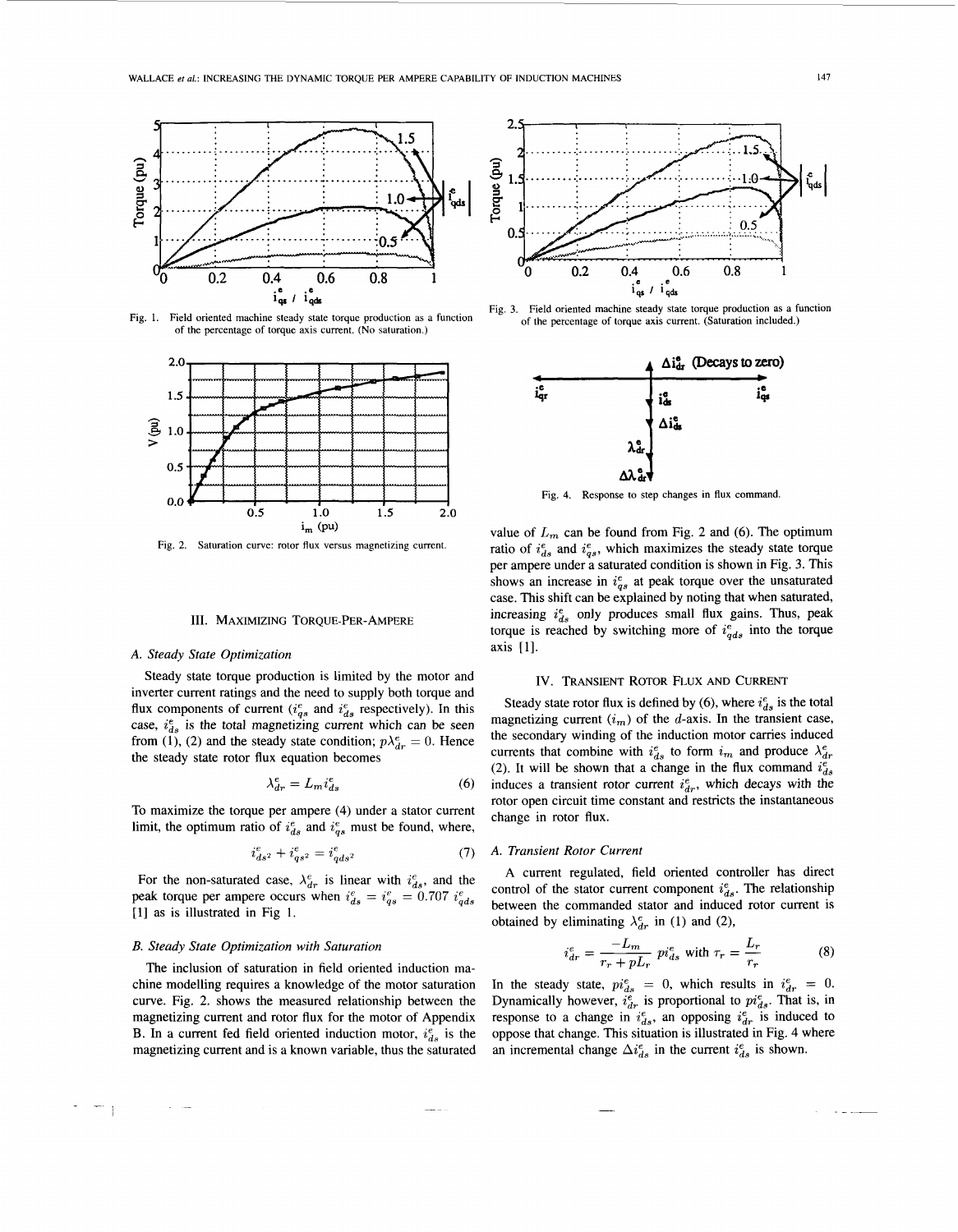Fig. 1. Field oriented machine steady state torque production as a function of the percentage of torque axis current. (No saturation.)

Fig. 2. Saturation curve: rotor flux versus magnetizing current.

## III. Maximizing Torque-Per-Ampere

### A. Steady State Optimization

Steady state torque production is limited by the motor and inverter current ratings and the need to supply both torque and flux components of current ($i_{qs}^e$ and $i_{ds}^e$ respectively). In this case, $i_{ds}^e$ is the total magnetizing current which can be seen from (1), (2) and the steady state condition; $p\lambda_{dr}^e = 0$. Hence the steady state rotor flux equation becomes

$$\lambda_{dr}^e = L_m i_{ds}^e \tag{6}$$

To maximize the torque per ampere (4) under a stator current limit, the optimum ratio of $i_{ds}^e$ and $i_{qs}^e$ must be found, where,

$$i_{ds^2}^e + i_{qs^2}^e = i_{qds^2}^e \tag{7}$$

For the non-saturated case, $\lambda_{dr}^e$ is linear with $i_{ds}^e$, and the peak torque per ampere occurs when $i_{ds}^e = i_{qs}^e = 0.707\ i_{qds}^e$ [1] as is illustrated in Fig 1.

### B. Steady State Optimization with Saturation

The inclusion of saturation in field oriented induction machine modelling requires a knowledge of the motor saturation curve. Fig. 2. shows the measured relationship between the magnetizing current and rotor flux for the motor of Appendix B. In a current fed field oriented induction motor, $i_{ds}^e$ is the magnetizing current and is a known variable, thus the saturated value of $L_m$ can be found from Fig. 2 and (6). The optimum ratio of $i_{ds}^e$ and $i_{qs}^e$, which maximizes the steady state torque per ampere under a saturated condition is shown in Fig. 3. This shows an increase in $i_{qs}^e$ at peak torque over the unsaturated case. This shift can be explained by noting that when saturated, increasing $i_{ds}^e$ only produces small flux gains. Thus, peak torque is reached by switching more of $i_{qds}^e$ into the torque axis [1].

Fig. 3. Field oriented machine steady state torque production as a function of the percentage of torque axis current. (Saturation included.)

Fig. 4. Response to step changes in flux command.

## IV. Transient Rotor Flux and Current

Steady state rotor flux is defined by (6), where $i_{ds}^e$ is the total magnetizing current ($i_m$) of the $d$-axis. In the transient case, the secondary winding of the induction motor carries induced currents that combine with $i_{ds}^e$ to form $i_m$ and produce $\lambda_{dr}^e$ (2). It will be shown that a change in the flux command $i_{ds}^e$ induces a transient rotor current $i_{dr}^e$, which decays with the rotor open circuit time constant and restricts the instantaneous change in rotor flux.

### A. Transient Rotor Current

A current regulated, field oriented controller has direct control of the stator current component $i_{ds}^e$. The relationship between the commanded stator and induced rotor current is obtained by eliminating $\lambda_{dr}^e$ in (1) and (2),

$$i_{dr}^e = \frac{-L_m}{r_r + pL_r}\, p i_{ds}^e \text{ with } \tau_r = \frac{L_r}{r_r} \tag{8}$$

In the steady state, $pi_{ds}^e = 0$, which results in $i_{dr}^e = 0$. Dynamically however, $i_{dr}^e$ is proportional to $pi_{ds}^e$. That is, in response to a change in $i_{ds}^e$, an opposing $i_{dr}^e$ is induced to oppose that change. This situation is illustrated in Fig. 4 where an incremental change $\Delta i_{ds}^e$ in the current $i_{ds}^e$ is shown.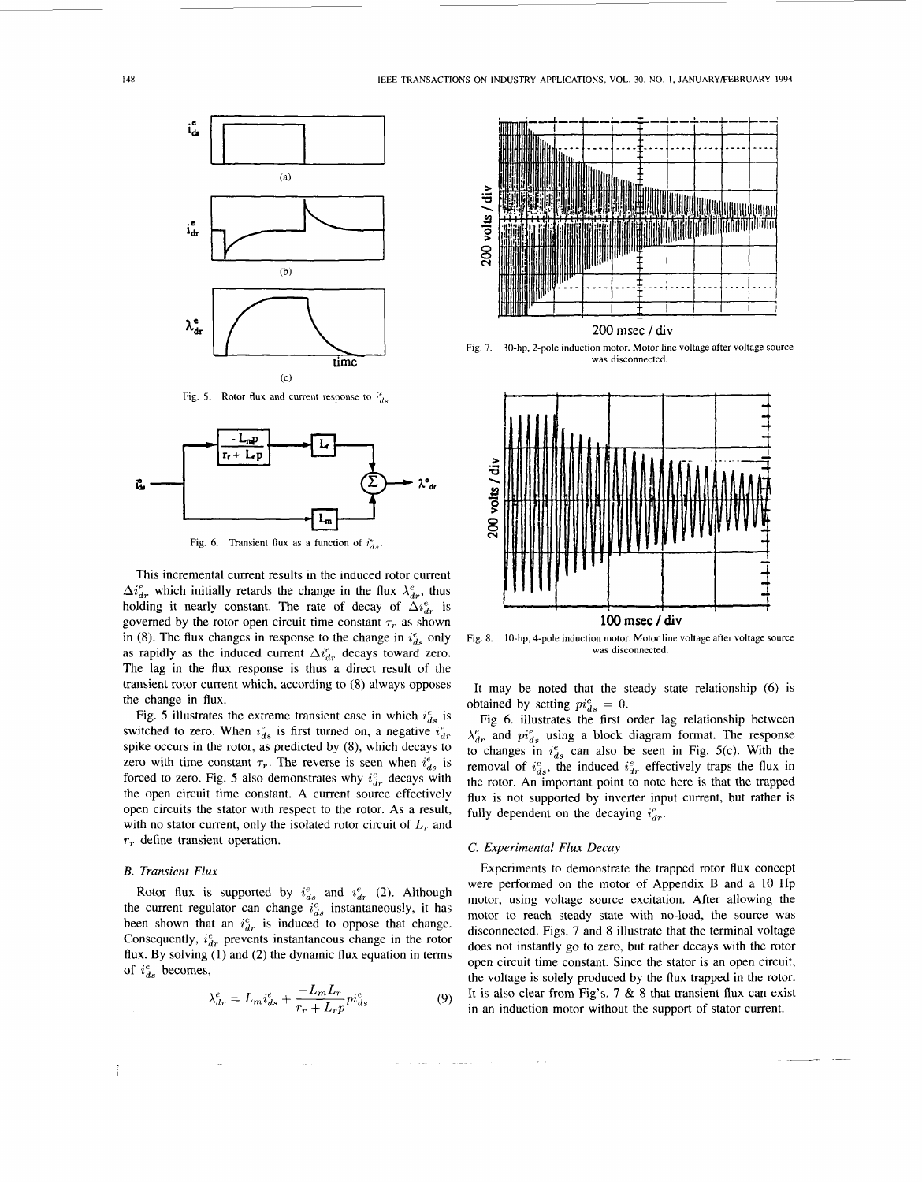Fig. 5. Rotor flux and current response to $i_{ds}^e$

Fig. 6. Transient flux as a function of $i_{ds}^e$.

This incremental current results in the induced rotor current $\Delta i_{dr}^e$ which initially retards the change in the flux $\lambda_{dr}^e$, thus holding it nearly constant. The rate of decay of $\Delta i_{dr}^e$ is governed by the rotor open circuit time constant $\tau_r$ as shown in (8). The flux changes in response to the change in $i_{ds}^e$ only as rapidly as the induced current $\Delta i_{dr}^e$ decays toward zero. The lag in the flux response is thus a direct result of the transient rotor current which, according to (8) always opposes the change in flux.

Fig. 5 illustrates the extreme transient case in which $i_{ds}^e$ is switched to zero. When $i_{ds}^e$ is first turned on, a negative $i_{dr}^e$ spike occurs in the rotor, as predicted by (8), which decays to zero with time constant $\tau_r$. The reverse is seen when $i_{ds}^e$ is forced to zero. Fig. 5 also demonstrates why $i_{dr}^e$ decays with the open circuit time constant. A current source effectively open circuits the stator with respect to the rotor. As a result, with no stator current, only the isolated rotor circuit of $L_r$ and $r_r$ define transient operation.

### B. Transient Flux

Rotor flux is supported by $i_{ds}^e$ and $i_{dr}^e$ (2). Although the current regulator can change $i_{ds}^e$ instantaneously, it has been shown that an $i_{dr}^e$ is induced to oppose that change. Consequently, $i_{dr}^e$ prevents instantaneous change in the rotor flux. By solving (1) and (2) the dynamic flux equation in terms of $i_{ds}^e$ becomes,

$$\lambda_{dr}^e = L_m i_{ds}^e + \frac{-L_m L_r}{r_r + L_r p} p i_{ds}^e \tag{9}$$

Fig. 7. 30-hp, 2-pole induction motor. Motor line voltage after voltage source was disconnected.

Fig. 8. 10-hp, 4-pole induction motor. Motor line voltage after voltage source was disconnected.

It may be noted that the steady state relationship (6) is obtained by setting $p i_{ds}^e = 0$.

Fig 6. illustrates the first order lag relationship between $\lambda_{dr}^e$ and $p i_{ds}^e$ using a block diagram format. The response to changes in $i_{ds}^e$ can also be seen in Fig. 5(c). With the removal of $i_{ds}^e$, the induced $i_{dr}^e$ effectively traps the flux in the rotor. An important point to note here is that the trapped flux is not supported by inverter input current, but rather is fully dependent on the decaying $i_{dr}^e$.

### C. Experimental Flux Decay

Experiments to demonstrate the trapped rotor flux concept were performed on the motor of Appendix B and a 10 Hp motor, using voltage source excitation. After allowing the motor to reach steady state with no-load, the source was disconnected. Figs. 7 and 8 illustrate that the terminal voltage does not instantly go to zero, but rather decays with the rotor open circuit time constant. Since the stator is an open circuit, the voltage is solely produced by the flux trapped in the rotor. It is also clear from Fig's. 7 & 8 that transient flux can exist in an induction motor without the support of stator current.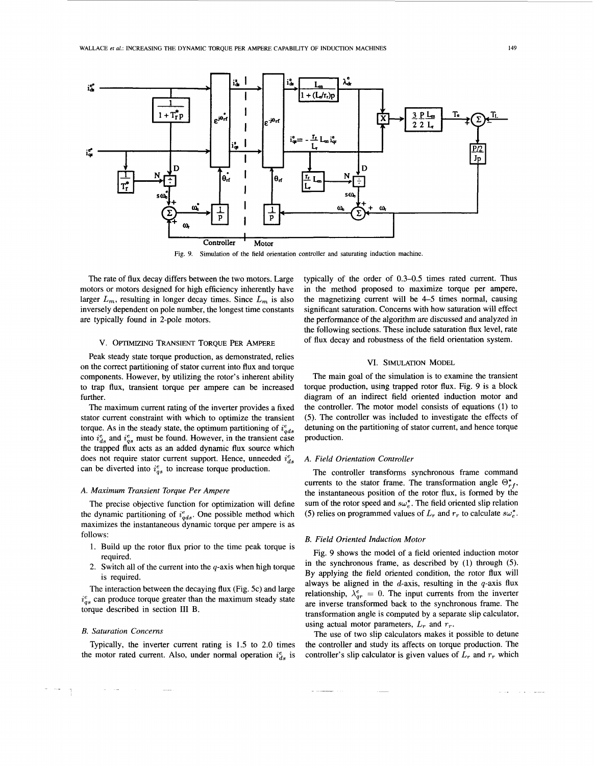Fig. 9. Simulation of the field orientation controller and saturating induction machine.

The rate of flux decay differs between the two motors. Large motors or motors designed for high efficiency inherently have larger $L_m$, resulting in longer decay times. Since $L_m$ is also inversely dependent on pole number, the longest time constants are typically found in 2-pole motors.

## V. Optimizing Transient Torque per Ampere

Peak steady state torque production, as demonstrated, relies on the correct partitioning of stator current into flux and torque components. However, by utilizing the rotor's inherent ability to trap flux, transient torque per ampere can be increased further.

The maximum current rating of the inverter provides a fixed stator current constraint with which to optimize the transient torque. As in the steady state, the optimum partitioning of $i_{qds}^e$ into $i_{ds}^e$ and $i_{qs}^e$ must be found. However, in the transient case the trapped flux acts as an added dynamic flux source which does not require stator current support. Hence, unneeded $i_{ds}^e$ can be diverted into $i_{qs}^e$ to increase torque production.

### A. Maximum Transient Torque Per Ampere

The precise objective function for optimization will define the dynamic partitioning of $i_{qds}^e$. One possible method which maximizes the instantaneous dynamic torque per ampere is as follows:

1. Build up the rotor flux prior to the time peak torque is required.
2. Switch all of the current into the $q$-axis when high torque is required.

The interaction between the decaying flux (Fig. 5c) and large $i_{qs}^e$ can produce torque greater than the maximum steady state torque described in section III B.

### B. Saturation Concerns

Typically, the inverter current rating is 1.5 to 2.0 times the motor rated current. Also, under normal operation $i_{ds}^e$ is typically of the order of 0.3–0.5 times rated current. Thus in the method proposed to maximize torque per ampere, the magnetizing current will be 4–5 times normal, causing significant saturation. Concerns with how saturation will effect the performance of the algorithm are discussed and analyzed in the following sections. These include saturation flux level, rate of flux decay and robustness of the field orientation system.

## VI. Simulation Model

The main goal of the simulation is to examine the transient torque production, using trapped rotor flux. Fig. 9 is a block diagram of an indirect field oriented induction motor and the controller. The motor model consists of equations (1) to (5). The controller was included to investigate the effects of detuning on the partitioning of stator current, and hence torque production.

### A. Field Orientation Controller

The controller transforms synchronous frame command currents to the stator frame. The transformation angle $\Theta_{rf}^*$, the instantaneous position of the rotor flux, is formed by the sum of the rotor speed and $s\omega_e^*$. The field oriented slip relation (5) relies on programmed values of $L_r$ and $r_r$ to calculate $s\omega_e^*$.

### B. Field Oriented Induction Motor

Fig. 9 shows the model of a field oriented induction motor in the synchronous frame, as described by (1) through (5). By applying the field oriented condition, the rotor flux will always be aligned in the $d$-axis, resulting in the $q$-axis flux relationship, $\lambda_{qr}^e = 0$. The input currents from the inverter are inverse transformed back to the synchronous frame. The transformation angle is computed by a separate slip calculator, using actual motor parameters, $L_r$ and $r_r$.

The use of two slip calculators makes it possible to detune the controller and study its affects on torque production. The controller's slip calculator is given values of $L_r$ and $r_r$ which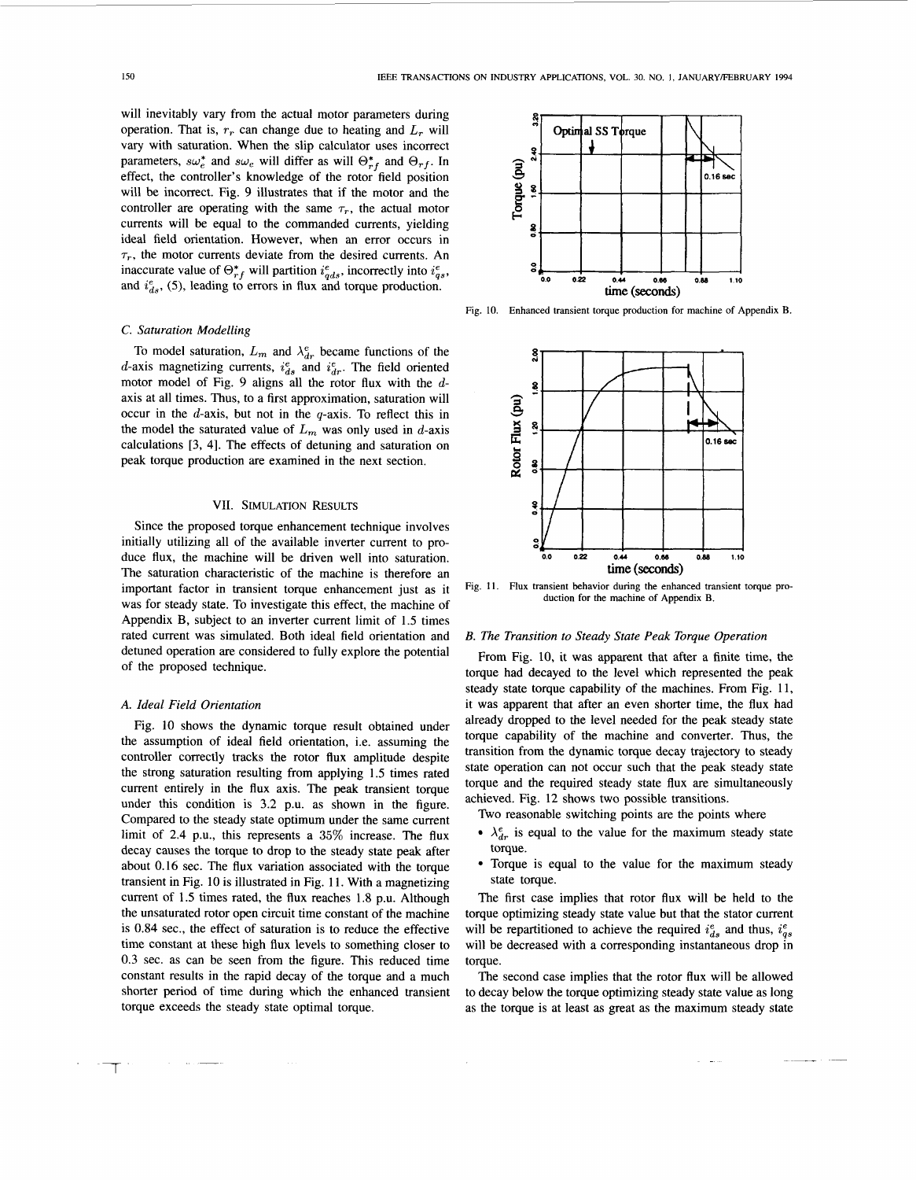will inevitably vary from the actual motor parameters during operation. That is, $r_r$ can change due to heating and $L_r$ will vary with saturation. When the slip calculator uses incorrect parameters, $s\omega_e^*$ and $s\omega_e$ will differ as will $\Theta_{rf}^*$ and $\Theta_{rf}$. In effect, the controller's knowledge of the rotor field position will be incorrect. Fig. 9 illustrates that if the motor and the controller are operating with the same $\tau_r$, the actual motor currents will be equal to the commanded currents, yielding ideal field orientation. However, when an error occurs in $\tau_r$, the motor currents deviate from the desired currents. An inaccurate value of $\Theta_{rf}^*$ will partition $i_{qds}^e$, incorrectly into $i_{qs}^e$, and $i_{ds}^e$, (5), leading to errors in flux and torque production.

### C. Saturation Modelling

To model saturation, $L_m$ and $\lambda_{dr}^e$ became functions of the $d$-axis magnetizing currents, $i_{ds}^e$ and $i_{dr}^e$. The field oriented motor model of Fig. 9 aligns all the rotor flux with the $d$-axis at all times. Thus, to a first approximation, saturation will occur in the $d$-axis, but not in the $q$-axis. To reflect this in the model the saturated value of $L_m$ was only used in $d$-axis calculations [3, 4]. The effects of detuning and saturation on peak torque production are examined in the next section.

## VII. Simulation Results

Since the proposed torque enhancement technique involves initially utilizing all of the available inverter current to produce flux, the machine will be driven well into saturation. The saturation characteristic of the machine is therefore an important factor in transient torque enhancement just as it was for steady state. To investigate this effect, the machine of Appendix B, subject to an inverter current limit of 1.5 times rated current was simulated. Both ideal field orientation and detuned operation are considered to fully explore the potential of the proposed technique.

### A. Ideal Field Orientation

Fig. 10 shows the dynamic torque result obtained under the assumption of ideal field orientation, i.e. assuming the controller correctly tracks the rotor flux amplitude despite the strong saturation resulting from applying 1.5 times rated current entirely in the flux axis. The peak transient torque under this condition is 3.2 p.u. as shown in the figure. Compared to the steady state optimum under the same current limit of 2.4 p.u., this represents a 35% increase. The flux decay causes the torque to drop to the steady state peak after about 0.16 sec. The flux variation associated with the torque transient in Fig. 10 is illustrated in Fig. 11. With a magnetizing current of 1.5 times rated, the flux reaches 1.8 p.u. Although the unsaturated rotor open circuit time constant of the machine is 0.84 sec., the effect of saturation is to reduce the effective time constant at these high flux levels to something closer to 0.3 sec. as can be seen from the figure. This reduced time constant results in the rapid decay of the torque and a much shorter period of time during which the enhanced transient torque exceeds the steady state optimal torque.

Fig. 10. Enhanced transient torque production for machine of Appendix B.

Fig. 11. Flux transient behavior during the enhanced transient torque production for the machine of Appendix B.

### B. The Transition to Steady State Peak Torque Operation

From Fig. 10, it was apparent that after a finite time, the torque had decayed to the level which represented the peak steady state torque capability of the machines. From Fig. 11, it was apparent that after an even shorter time, the flux had already dropped to the level needed for the peak steady state torque capability of the machine and converter. Thus, the transition from the dynamic torque decay trajectory to steady state operation can not occur such that the peak steady state torque and the required steady state flux are simultaneously achieved. Fig. 12 shows two possible transitions.

Two reasonable switching points are the points where

- $\lambda_{dr}^e$ is equal to the value for the maximum steady state torque.
- Torque is equal to the value for the maximum steady state torque.

The first case implies that rotor flux will be held to the torque optimizing steady state value but that the stator current will be repartitioned to achieve the required $i_{ds}^e$ and thus, $i_{qs}^e$ will be decreased with a corresponding instantaneous drop in torque.

The second case implies that the rotor flux will be allowed to decay below the torque optimizing steady state value as long as the torque is at least as great as the maximum steady state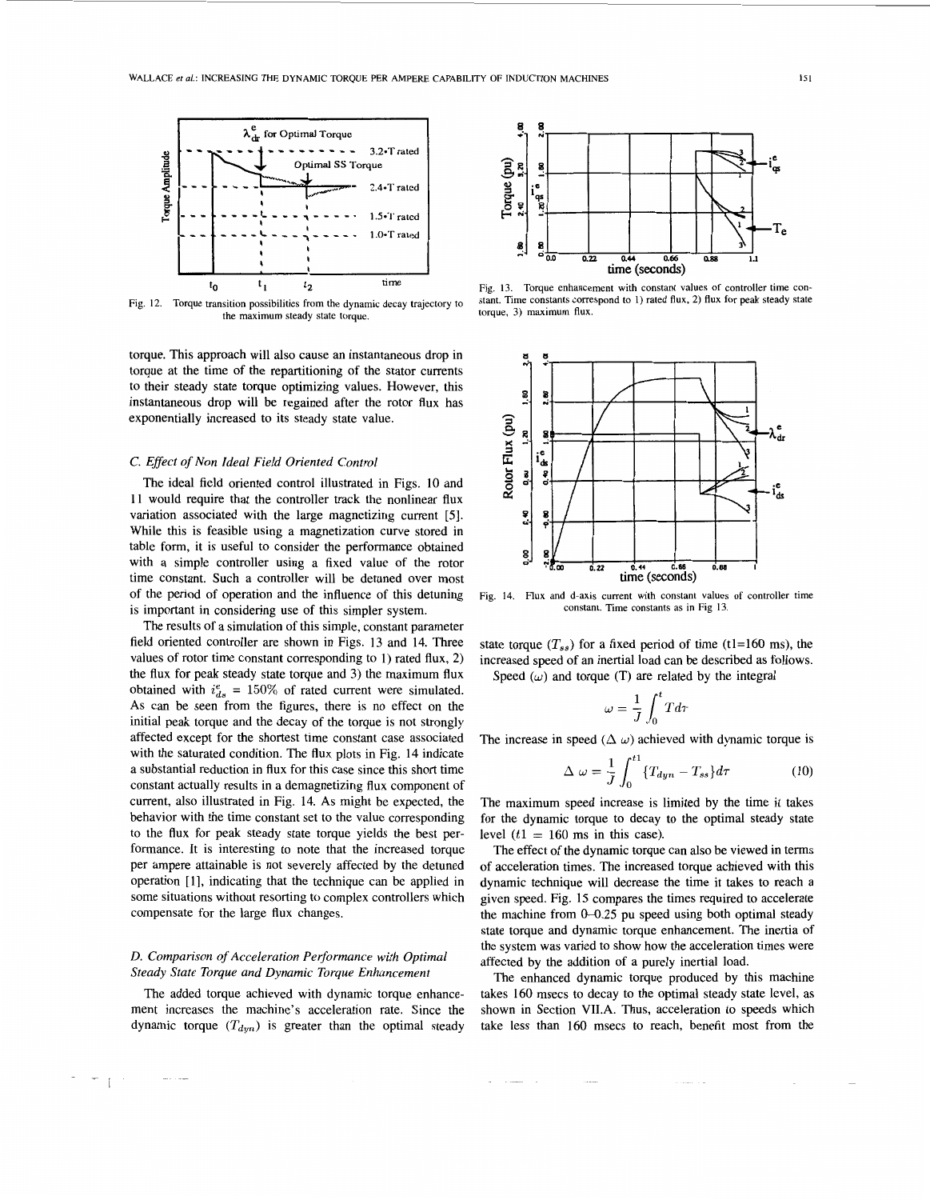Fig. 12. Torque transition possibilities from the dynamic decay trajectory to the maximum steady state torque.

Fig. 13. Torque enhancement with constant values of controller time constant. Time constants correspond to 1) rated flux, 2) flux for peak steady state torque, 3) maximum flux.

torque. This approach will also cause an instantaneous drop in torque at the time of the repartitioning of the stator currents to their steady state torque optimizing values. However, this instantaneous drop will be regained after the rotor flux has exponentially increased to its steady state value.

### C. Effect of Non Ideal Field Oriented Control

The ideal field oriented control illustrated in Figs. 10 and 11 would require that the controller track the nonlinear flux variation associated with the large magnetizing current [5]. While this is feasible using a magnetization curve stored in table form, it is useful to consider the performance obtained with a simple controller using a fixed value of the rotor time constant. Such a controller will be detuned over most of the period of operation and the influence of this detuning is important in considering use of this simpler system.

The results of a simulation of this simple, constant parameter field oriented controller are shown in Figs. 13 and 14. Three values of rotor time constant corresponding to 1) rated flux, 2) the flux for peak steady state torque and 3) the maximum flux obtained with $i_{ds}^e$ = 150% of rated current were simulated. As can be seen from the figures, there is no effect on the initial peak torque and the decay of the torque is not strongly affected except for the shortest time constant case associated with the saturated condition. The flux plots in Fig. 14 indicate a substantial reduction in flux for this case since this short time constant actually results in a demagnetizing flux component of current, also illustrated in Fig. 14. As might be expected, the behavior with the time constant set to the value corresponding to the flux for peak steady state torque yields the best performance. It is interesting to note that the increased torque per ampere attainable is not severely affected by the detuned operation [1], indicating that the technique can be applied in some situations without resorting to complex controllers which compensate for the large flux changes.

### D. Comparison of Acceleration Performance with Optimal Steady State Torque and Dynamic Torque Enhancement

The added torque achieved with dynamic torque enhancement increases the machine's acceleration rate. Since the dynamic torque ($T_{dyn}$) is greater than the optimal steady state torque ($T_{ss}$) for a fixed period of time (t1=160 ms), the increased speed of an inertial load can be described as follows.

Fig. 14. Flux and d-axis current with constant values of controller time constant. Time constants as in Fig 13.

Speed ($\omega$) and torque (T) are related by the integral

$$\omega = \frac{1}{J}\int_0^t T d\tau$$

The increase in speed ($\Delta\ \omega$) achieved with dynamic torque is

$$\Delta\ \omega = \frac{1}{J}\int_0^{t1} \{T_{dyn} - T_{ss}\} d\tau \qquad (10)$$

The maximum speed increase is limited by the time it takes for the dynamic torque to decay to the optimal steady state level ($t1$ = 160 ms in this case).

The effect of the dynamic torque can also be viewed in terms of acceleration times. The increased torque achieved with this dynamic technique will decrease the time it takes to reach a given speed. Fig. 15 compares the times required to accelerate the machine from 0–0.25 pu speed using both optimal steady state torque and dynamic torque enhancement. The inertia of the system was varied to show how the acceleration times were affected by the addition of a purely inertial load.

The enhanced dynamic torque produced by this machine takes 160 msecs to decay to the optimal steady state level, as shown in Section VII.A. Thus, acceleration to speeds which take less than 160 msecs to reach, benefit most from the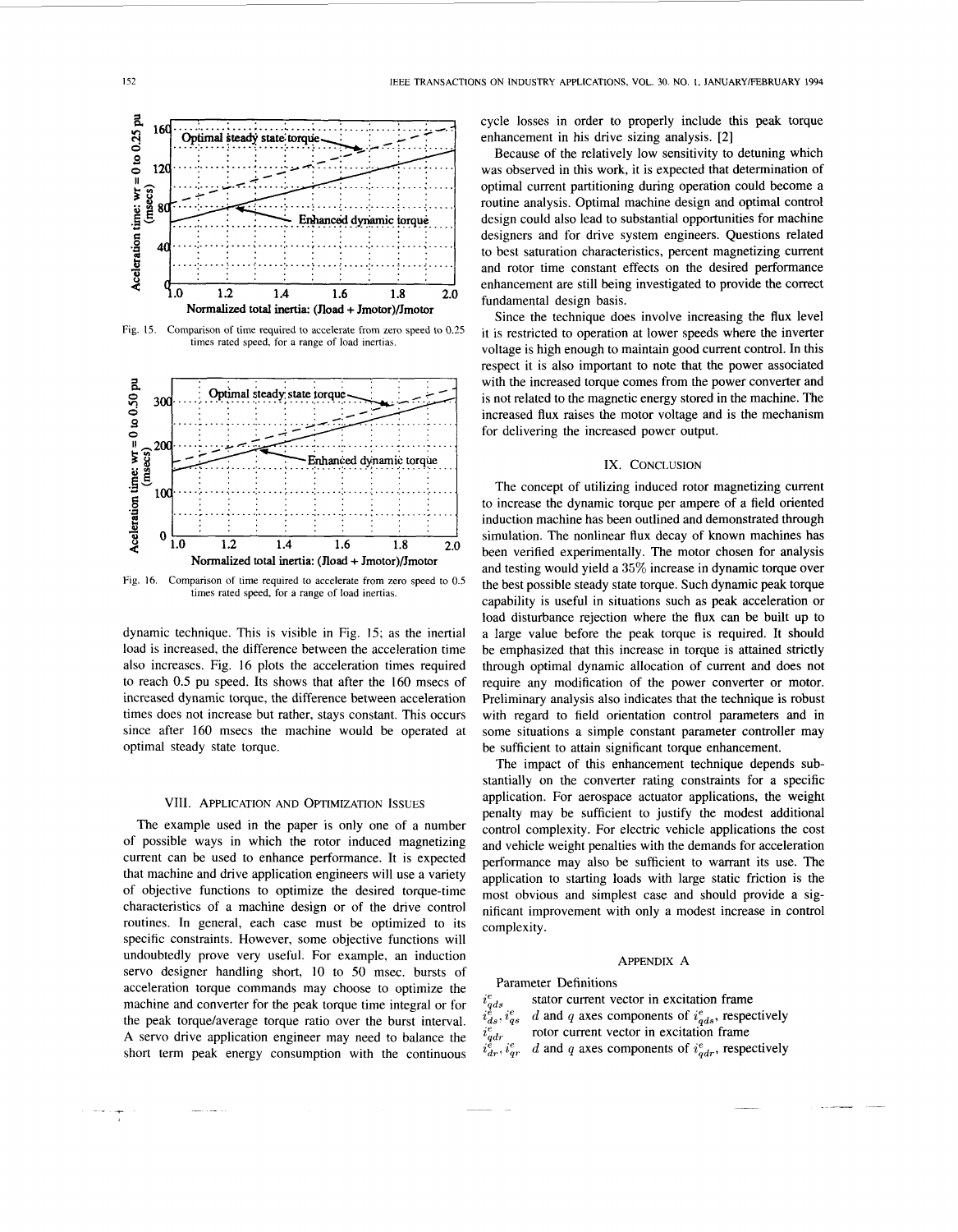Fig. 15. Comparison of time required to accelerate from zero speed to 0.25 times rated speed, for a range of load inertias.

Fig. 16. Comparison of time required to accelerate from zero speed to 0.5 times rated speed, for a range of load inertias.

dynamic technique. This is visible in Fig. 15; as the inertial load is increased, the difference between the acceleration time also increases. Fig. 16 plots the acceleration times required to reach 0.5 pu speed. Its shows that after the 160 msecs of increased dynamic torque, the difference between acceleration times does not increase but rather, stays constant. This occurs since after 160 msecs the machine would be operated at optimal steady state torque.

## VIII. Application and Optimization Issues

The example used in the paper is only one of a number of possible ways in which the rotor induced magnetizing current can be used to enhance performance. It is expected that machine and drive application engineers will use a variety of objective functions to optimize the desired torque-time characteristics of a machine design or of the drive control routines. In general, each case must be optimized to its specific constraints. However, some objective functions will undoubtedly prove very useful. For example, an induction servo designer handling short, 10 to 50 msec. bursts of acceleration torque commands may choose to optimize the machine and converter for the peak torque time integral or for the peak torque/average torque ratio over the burst interval. A servo drive application engineer may need to balance the short term peak energy consumption with the continuous cycle losses in order to properly include this peak torque enhancement in his drive sizing analysis. [2]

Because of the relatively low sensitivity to detuning which was observed in this work, it is expected that determination of optimal current partitioning during operation could become a routine analysis. Optimal machine design and optimal control design could also lead to substantial opportunities for machine designers and for drive system engineers. Questions related to best saturation characteristics, percent magnetizing current and rotor time constant effects on the desired performance enhancement are still being investigated to provide the correct fundamental design basis.

Since the technique does involve increasing the flux level it is restricted to operation at lower speeds where the inverter voltage is high enough to maintain good current control. In this respect it is also important to note that the power associated with the increased torque comes from the power converter and is not related to the magnetic energy stored in the machine. The increased flux raises the motor voltage and is the mechanism for delivering the increased power output.

## IX. Conclusion

The concept of utilizing induced rotor magnetizing current to increase the dynamic torque per ampere of a field oriented induction machine has been outlined and demonstrated through simulation. The nonlinear flux decay of known machines has been verified experimentally. The motor chosen for analysis and testing would yield a 35% increase in dynamic torque over the best possible steady state torque. Such dynamic peak torque capability is useful in situations such as peak acceleration or load disturbance rejection where the flux can be built up to a large value before the peak torque is required. It should be emphasized that this increase in torque is attained strictly through optimal dynamic allocation of current and does not require any modification of the power converter or motor. Preliminary analysis also indicates that the technique is robust with regard to field orientation control parameters and in some situations a simple constant parameter controller may be sufficient to attain significant torque enhancement.

The impact of this enhancement technique depends substantially on the converter rating constraints for a specific application. For aerospace actuator applications, the weight penalty may be sufficient to justify the modest additional control complexity. For electric vehicle applications the cost and vehicle weight penalties with the demands for acceleration performance may also be sufficient to warrant its use. The application to starting loads with large static friction is the most obvious and simplest case and should provide a significant improvement with only a modest increase in control complexity.

## Appendix A

Parameter Definitions

- $i^e_{qds}$ stator current vector in excitation frame
- $i^e_{ds}, i^e_{qs}$ $d$ and $q$ axes components of $i^e_{qds}$, respectively
- $i^e_{qdr}$ rotor current vector in excitation frame
- $i^e_{dr}, i^e_{qr}$ $d$ and $q$ axes components of $i^e_{qdr}$, respectively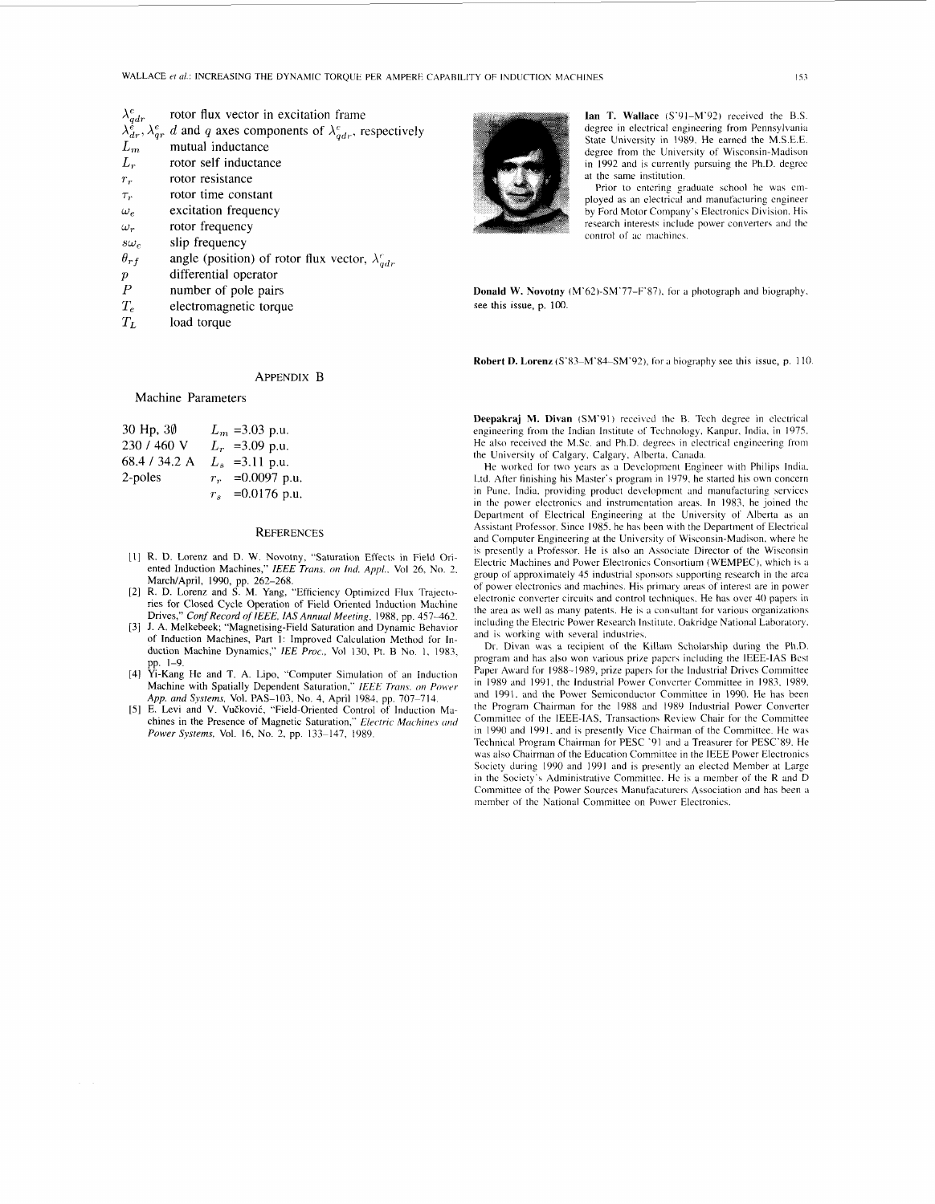| | |
|---|---|
| $\lambda_{qdr}^e$ | rotor flux vector in excitation frame |
| $\lambda_{dr}^e, \lambda_{qr}^e$ | $d$ and $q$ axes components of $\lambda_{qdr}^e$, respectively |
| $L_m$ | mutual inductance |
| $L_r$ | rotor self inductance |
| $r_r$ | rotor resistance |
| $\tau_r$ | rotor time constant |
| $\omega_e$ | excitation frequency |
| $\omega_r$ | rotor frequency |
| $s\omega_e$ | slip frequency |
| $\theta_{rf}$ | angle (position) of rotor flux vector, $\lambda_{qdr}^r$ |
| $p$ | differential operator |
| $P$ | number of pole pairs |
| $T_e$ | electromagnetic torque |
| $T_L$ | load torque |

## Appendix B

Machine Parameters

| | |
|---|---|
| 30 Hp, 3∅ | $L_m$ =3.03 p.u. |
| 230 / 460 V | $L_r$ =3.09 p.u. |
| 68.4 / 34.2 A | $L_s$ =3.11 p.u. |
| 2-poles | $r_r$ =0.0097 p.u. |
| | $r_s$ =0.0176 p.u. |

## References

[1] R. D. Lorenz and D. W. Novotny, "Saturation Effects in Field Oriented Induction Machines," *IEEE Trans. on Ind. Appl.*, Vol 26, No. 2, March/April, 1990, pp. 262–268.

[2] R. D. Lorenz and S. M. Yang, "Efficiency Optimized Flux Trajectories for Closed Cycle Operation of Field Oriented Induction Machine Drives," *Conf Record of IEEE, IAS Annual Meeting*, 1988, pp. 457–462.

[3] J. A. Melkebeek; "Magnetising-Field Saturation and Dynamic Behavior of Induction Machines, Part 1: Improved Calculation Method for Induction Machine Dynamics," *IEE Proc.*, Vol 130, Pt. B No. 1, 1983, pp. 1–9.

[4] Yi-Kang He and T. A. Lipo, "Computer Simulation of an Induction Machine with Spatially Dependent Saturation," *IEEE Trans. on Power App. and Systems*, Vol. PAS-103, No. 4, April 1984, pp. 707–714.

[5] E. Levi and V. Vučković, "Field-Oriented Control of Induction Machines in the Presence of Magnetic Saturation," *Electric Machines and Power Systems*, Vol. 16, No. 2, pp. 133–147, 1989.

**Ian T. Wallace** (S'91–M'92) received the B.S. degree in electrical engineering from Pennsylvania State University in 1989. He earned the M.S.E.E. degree from the University of Wisconsin-Madison in 1992 and is currently pursuing the Ph.D. degree at the same institution.

Prior to entering graduate school he was employed as an electrical and manufacturing engineer by Ford Motor Company's Electronics Division. His research interests include power converters and the control of ac machines.

**Donald W. Novotny** (M'62)-SM'77–F'87), for a photograph and biography, see this issue, p. 100.

**Robert D. Lorenz** (S'83–M'84–SM'92), for a biography see this issue, p. 110.

**Deepakraj M. Divan** (SM'91) received the B. Tech degree in electrical engineering from the Indian Institute of Technology, Kanpur, India, in 1975. He also received the M.Sc. and Ph.D. degrees in electrical engineering from the University of Calgary, Calgary, Alberta, Canada.

He worked for two years as a Development Engineer with Philips India, Ltd. After finishing his Master's program in 1979, he started his own concern in Pune, India, providing product development and manufacturing services in the power electronics and instrumentation areas. In 1983, he joined the Department of Electrical Engineering at the University of Alberta as an Assistant Professor. Since 1985, he has been with the Department of Electrical and Computer Engineering at the University of Wisconsin-Madison, where he is presently a Professor. He is also an Associate Director of the Wisconsin Electric Machines and Power Electronics Consortium (WEMPEC), which is a group of approximately 45 industrial sponsors supporting research in the area of power electronics and machines. His primary areas of interest are in power electronic converter circuits and control techniques. He has over 40 papers in the area as well as many patents. He is a consultant for various organizations including the Electric Power Research Institute, Oakridge National Laboratory, and is working with several industries.

Dr. Divan was a recipient of the Killam Scholarship during the Ph.D. program and has also won various prize papers including the IEEE-IAS Best Paper Award for 1988–1989, prize papers for the Industrial Drives Committee in 1989 and 1991, the Industrial Power Converter Committee in 1983, 1989, and 1991, and the Power Semiconductor Committee in 1990. He has been the Program Chairman for the 1988 and 1989 Industrial Power Converter Committee of the IEEE-IAS, Transactions Review Chair for the Committee in 1990 and 1991, and is presently Vice Chairman of the Committee. He was Technical Program Chairman for PESC '91 and a Treasurer for PESC'89. He was also Chairman of the Education Committee in the IEEE Power Electronics Society during 1990 and 1991 and is presently an elected Member at Large in the Society's Administrative Committee. He is a member of the R and D Committee of the Power Sources Manufacaturers Association and has been a member of the National Committee on Power Electronics.